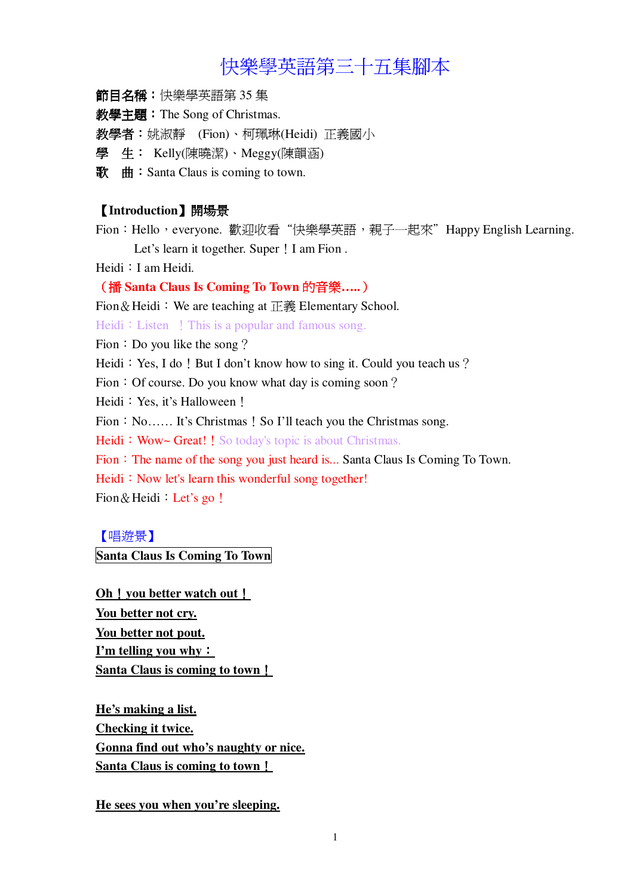# 快樂學英語第三十五集腳本

**節目名稱**：快樂學英語第 35 集

**教學主題**：The Song of Christmas.

**教學者**：姚淑靜　(Fion)、柯珮琳(Heidi)  正義國小

**學　生**：  Kelly(陳曉潔)、Meggy(陳韻涵)

**歌　曲**：Santa Claus is coming to town.

**【Introduction】開場景**

Fion：Hello，everyone. 歡迎收看 "快樂學英語，親子一起來" Happy English Learning. Let's learn it together. Super！I am Fion .

Heidi：I am Heidi.

**（播 Santa Claus Is Coming To Town 的音樂…..）**

Fion＆Heidi：We are teaching at 正義 Elementary School.

Heidi：Listen ！This is a popular and famous song.

Fion：Do you like the song？

Heidi：Yes, I do！But I don't know how to sing it. Could you teach us？

Fion：Of course. Do you know what day is coming soon？

Heidi：Yes, it's Halloween！

Fion：No…… It's Christmas！So I'll teach you the Christmas song.

Heidi：Wow~ Great!！So today's topic is about Christmas.

Fion：The name of the song you just heard is... Santa Claus Is Coming To Town.

Heidi：Now let's learn this wonderful song together!

Fion＆Heidi：Let's go！

**【唱遊景】**

**Santa Claus Is Coming To Town**

**Oh！you better watch out！**
**You better not cry.**
**You better not pout.**
**I'm telling you why：**
**Santa Claus is coming to town！**

**He's making a list.**
**Checking it twice.**
**Gonna find out who's naughty or nice.**
**Santa Claus is coming to town！**

**He sees you when you're sleeping.**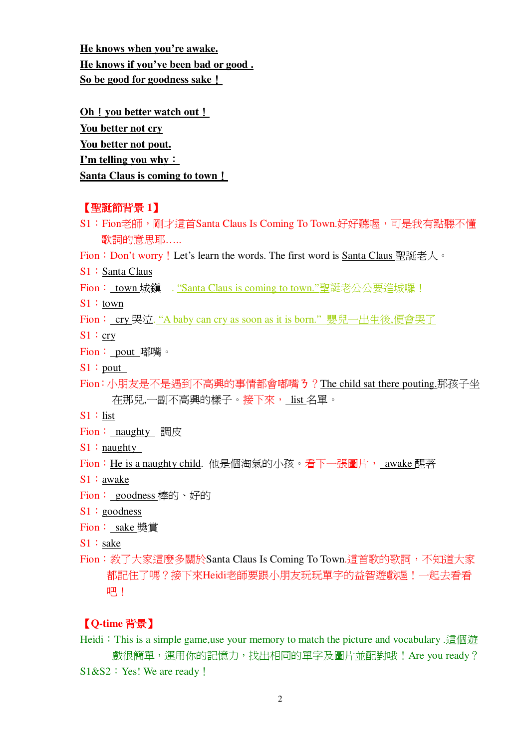**He knows when you're awake.**
**He knows if you've been bad or good .**
**So be good for goodness sake！**

**Oh！you better watch out！**
**You better not cry**
**You better not pout.**
**I'm telling you why：**
**Santa Claus is coming to town！**

**【聖誕節背景 1】**

S1：Fion老師，剛才這首Santa Claus Is Coming To Town.好好聽喔，可是我有點聽不懂歌詞的意思耶…..

Fion：Don't worry！Let's learn the words. The first word is Santa Claus 聖誕老人。

S1：Santa Claus

Fion： town 城鎮 . "Santa Claus is coming to town."聖誕老公公要進城囉！

S1：town

Fion： cry 哭泣. "A baby can cry as soon as it is born." 嬰兒一出生後,便會哭了

S1：cry

Fion： pout 嘟嘴。

S1：pout

Fion：小朋友是不是遇到不高興的事情都會嘟嘴ㄋ？The child sat there pouting.那孩子坐在那兒,一副不高興的樣子。接下來， list 名單。

S1：list

Fion： naughty 調皮

S1：naughty

Fion：He is a naughty child. 他是個淘氣的小孩。看下一張圖片， awake 醒著

S1：awake

Fion： goodness 棒的、好的

S1：goodness

Fion： sake 獎賞

S1：sake

Fion：教了大家這麼多關於Santa Claus Is Coming To Town.這首歌的歌詞，不知道大家都記住了嗎？接下來Heidi老師要跟小朋友玩玩單字的益智遊戲喔！一起去看看吧！

**【Q-time 背景】**

Heidi：This is a simple game,use your memory to match the picture and vocabulary .這個遊戲很簡單，運用你的記憶力，找出相同的單字及圖片並配對哦！Are you ready？

S1&S2：Yes! We are ready！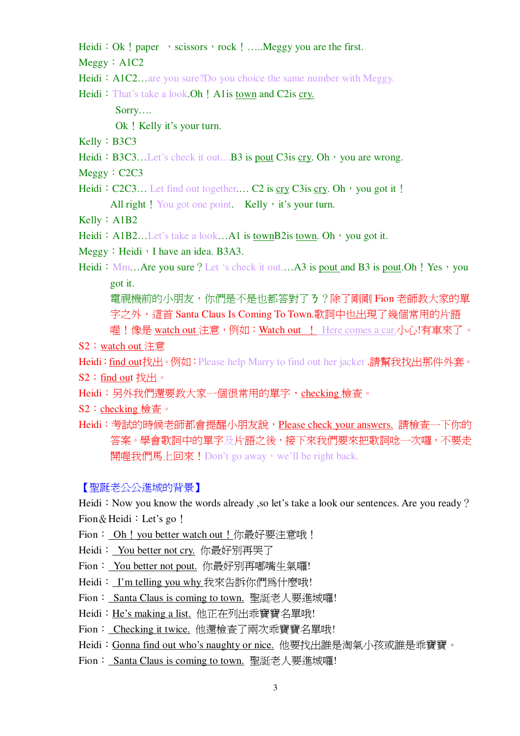Heidi：Ok！paper ，scissors，rock！…..Meggy you are the first.

Meggy：A1C2

Heidi：A1C2…are you sure?Do you choice the same number with Meggy.

Heidi：That's take a look.Oh！A1is town and C2is cry.

Sorry….

Ok！Kelly it's your turn.

Kelly：B3C3

Heidi：B3C3…Let's check it out…B3 is pout C3is cry. Oh，you are wrong.

Meggy：C2C3

Heidi：C2C3… Let find out together.… C2 is cry C3is cry. Oh，you got it！

All right！You got one point. Kelly，it's your turn.

Kelly：A1B2

Heidi：A1B2…Let's take a look…A1 is townB2is town. Oh，you got it.

Meggy：Heidi，I have an idea. B3A3.

Heidi：Mm…Are you sure？Let 's check it out.…A3 is pout and B3 is pout.Oh！Yes，you got it.

電視機前的小朋友，你們是不是也都答對了ㄋ？除了剛剛 Fion 老師教大家的單字之外，這首 Santa Claus Is Coming To Town.歌詞中也出現了幾個常用的片語喔！像是 watch out 注意，例如：Watch out ！ Here comes a car.小心!有車來了 。

S2：watch out 注意

Heidi：find out找出。例如：Please help Marry to find out her jacket .請幫我找出那件外套。

S2：find out 找出。

Heidi：另外我們還要教大家一個很常用的單字，checking 檢查。

S2：checking 檢查。

Heidi：考試的時候老師都會提醒小朋友說，Please check your answers. 請檢查一下你的答案。學會歌詞中的單字及片語之後，接下來我們要來把歌詞唸一次囉，不要走開喔我們馬上回來！Don't go away，we'll be right back.

【聖誕老公公進城的背景】

Heidi：Now you know the words already ,so let's take a look our sentences. Are you ready？

Fion＆Heidi：Let's go！

Fion： Oh！you better watch out！你最好要注意哦！

Heidi： You better not cry. 你最好別再哭了

Fion： You better not pout. 你最好別再嘟嘴生氣囉!

Heidi： I'm telling you why 我來告訴你們爲什麼哦!

Fion： Santa Claus is coming to town. 聖誕老人要進城囉!

Heidi：He's making a list. 他正在列出乖寶寶名單哦!

Fion： Checking it twice. 他還檢查了兩次乖寶寶名單哦!

Heidi：Gonna find out who's naughty or nice. 他要找出誰是淘氣小孩或誰是乖寶寶 。

Fion： Santa Claus is coming to town. 聖誕老人要進城囉!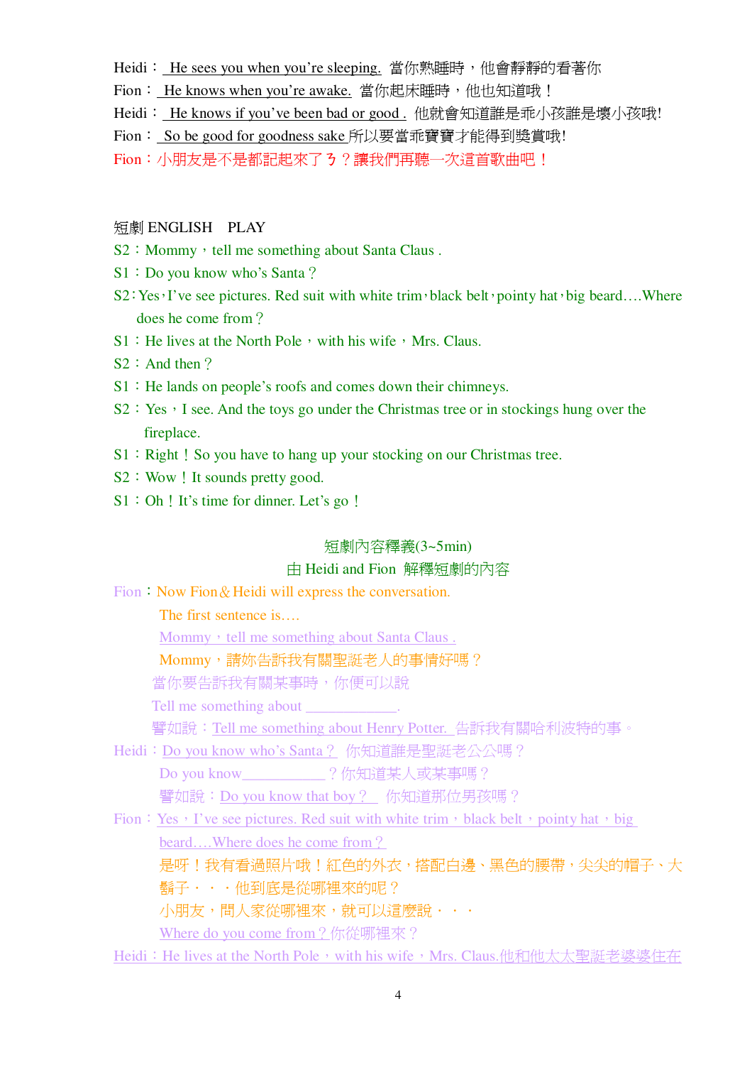Heidi：He sees you when you're sleeping. 當你熟睡時，他會靜靜的看著你

Fion：He knows when you're awake. 當你起床睡時，他也知道哦！

Heidi：He knows if you've been bad or good . 他就會知道誰是乖小孩誰是壞小孩哦!

Fion：So be good for goodness sake 所以要當乖寶寶才能得到獎賞哦!

Fion：小朋友是不是都記起來了ㄋ？讓我們再聽一次這首歌曲吧！

短劇 ENGLISH PLAY

S2：Mommy，tell me something about Santa Claus .

S1：Do you know who's Santa？

S2：Yes，I've see pictures. Red suit with white trim，black belt，pointy hat，big beard….Where does he come from？

S1：He lives at the North Pole，with his wife，Mrs. Claus.

S2：And then？

S1：He lands on people's roofs and comes down their chimneys.

S2：Yes，I see. And the toys go under the Christmas tree or in stockings hung over the fireplace.

S1：Right！So you have to hang up your stocking on our Christmas tree.

S2：Wow！It sounds pretty good.

S1：Oh！It's time for dinner. Let's go！

短劇內容釋義(3~5min)

由 Heidi and Fion 解釋短劇的內容

Fion：Now Fion＆Heidi will express the conversation.

The first sentence is….

Mommy，tell me something about Santa Claus .

Mommy，請妳告訴我有關聖誕老人的事情好嗎？

當你要告訴我有關某事時，你便可以說

Tell me something about ____________.

譬如說：Tell me something about Henry Potter. 告訴我有關哈利波特的事。

Heidi：Do you know who's Santa？ 你知道誰是聖誕老公公嗎？

Do you know___________？你知道某人或某事嗎？

譬如說：Do you know that boy？ 你知道那位男孩嗎？

Fion：Yes，I've see pictures. Red suit with white trim，black belt，pointy hat，big beard….Where does he come from？

是呀！我有看過照片哦！紅色的外衣，搭配白邊、黑色的腰帶，尖尖的帽子、大鬍子・・・他到底是從哪裡來的呢？

小朋友，問人家從哪裡來，就可以這麼說・・・

Where do you come from？你從哪裡來？

Heidi：He lives at the North Pole，with his wife，Mrs. Claus.他和他太太聖誕老婆婆住在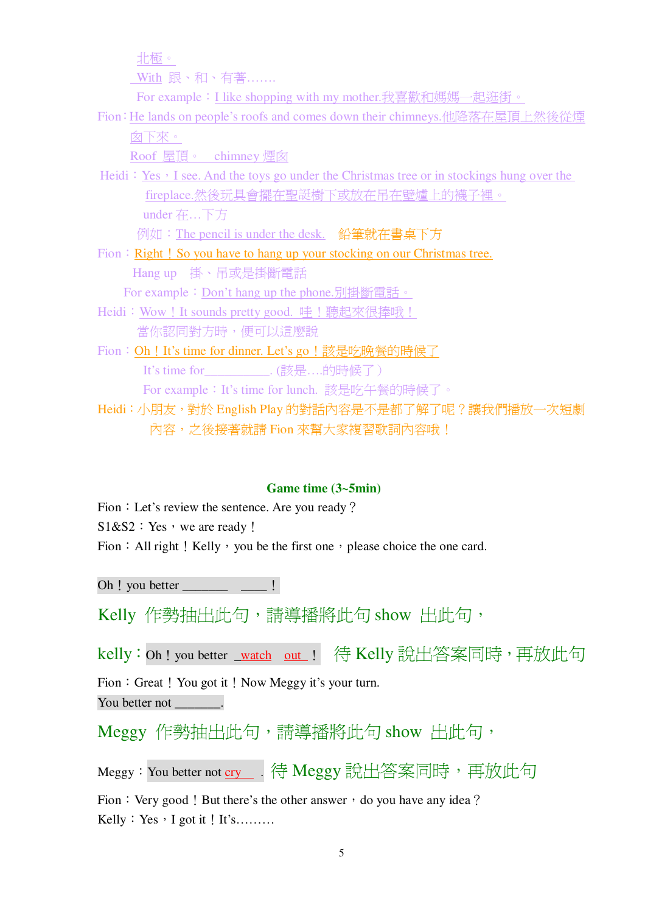北極。

With 跟、和、有著……

For example：I like shopping with my mother.我喜歡和媽媽一起逛街。

Fion：He lands on people's roofs and comes down their chimneys.他降落在屋頂上然後從煙囪下來。

Roof 屋頂。 chimney 煙囪

Heidi：Yes，I see. And the toys go under the Christmas tree or in stockings hung over the fireplace.然後玩具會擺在聖誕樹下或放在吊在壁爐上的襪子裡。

under 在…下方

例如：The pencil is under the desk. 鉛筆就在書桌下方

Fion：Right！So you have to hang up your stocking on our Christmas tree.

Hang up 掛、吊或是掛斷電話

For example：Don't hang up the phone.別掛斷電話。

Heidi：Wow！It sounds pretty good. 哇！聽起來很捧哦！

當你認同對方時，便可以這麼說

Fion：Oh！It's time for dinner. Let's go！該是吃晚餐的時候了

It's time for__________. (該是….的時候了)

For example：It's time for lunch. 該是吃午餐的時候了。

Heidi：小朋友，對於 English Play 的對話內容是不是都了解了呢？讓我們播放一次短劇內容，之後接著就請 Fion 來幫大家複習歌詞內容哦！

## Game time (3~5min)

Fion：Let's review the sentence. Are you ready？

S1&S2：Yes，we are ready！

Fion：All right！Kelly，you be the first one，please choice the one card.

Oh！you better _______ ____！

Kelly 作勢抽出此句，請導播將此句 show 出此句，

kelly：Oh！you better _watch out_！ 待 Kelly 說出答案同時，再放此句

Fion：Great！You got it！Now Meggy it's your turn.

You better not _______.

Meggy 作勢抽出此句，請導播將此句 show 出此句，

Meggy：You better not _cry_. 待 Meggy 說出答案同時，再放此句

Fion：Very good！But there's the other answer，do you have any idea？

Kelly：Yes，I got it！It's………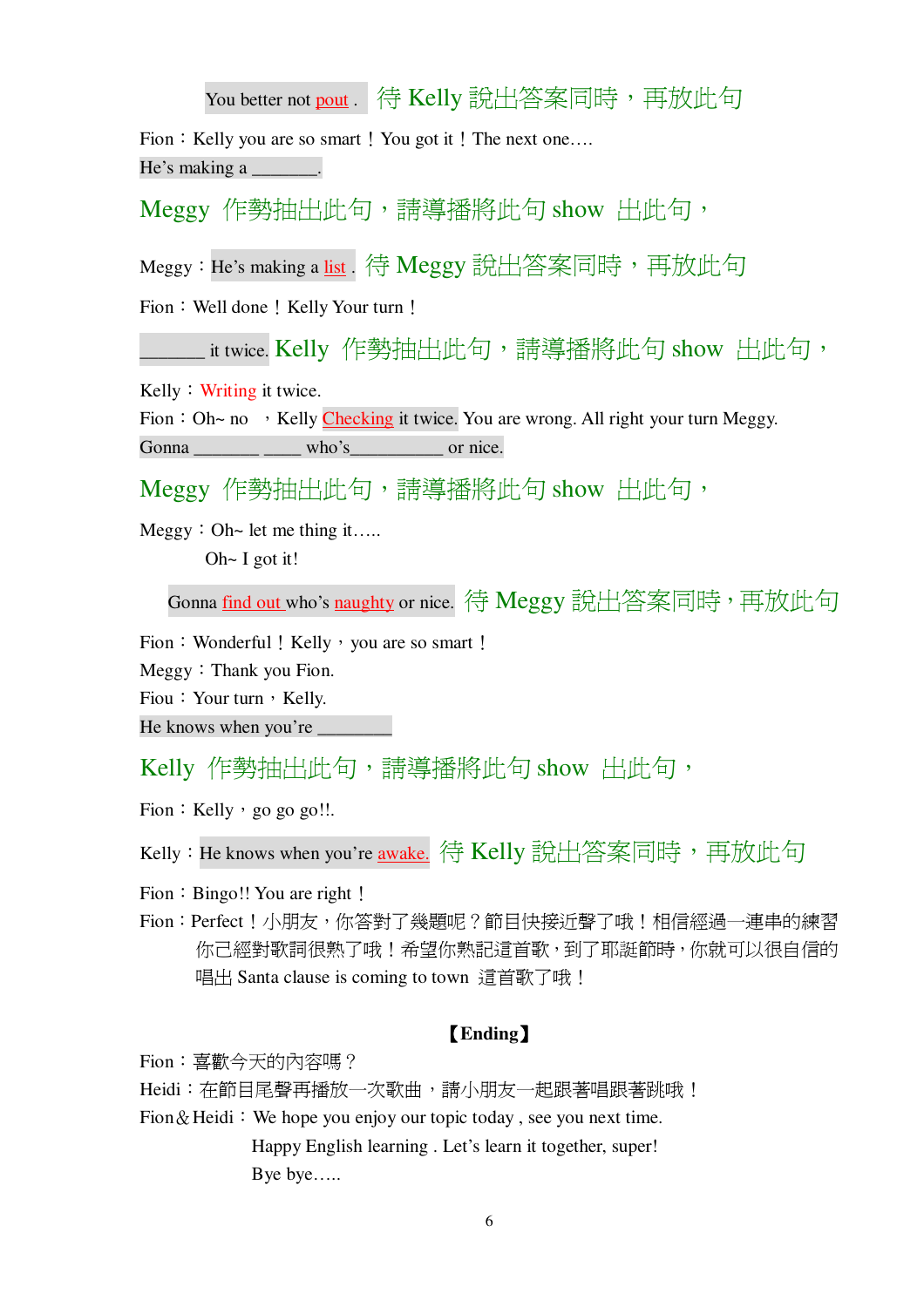You better not pout . 待 Kelly 說出答案同時，再放此句

Fion：Kelly you are so smart！You got it！The next one….

He's making a _______.

Meggy 作勢抽出此句，請導播將此句 show 出此句，

Meggy：He's making a list . 待 Meggy 說出答案同時，再放此句

Fion：Well done！Kelly Your turn！

_______ it twice. Kelly 作勢抽出此句，請導播將此句 show 出此句，

Kelly：Writing it twice.

Fion：Oh~ no ，Kelly Checking it twice. You are wrong. All right your turn Meggy.

Gonna _______ ____ who's__________ or nice.

Meggy 作勢抽出此句，請導播將此句 show 出此句，

Meggy：Oh~ let me thing it…..

Oh~ I got it!

Gonna find out who's naughty or nice. 待 Meggy 說出答案同時，再放此句

Fion：Wonderful！Kelly，you are so smart！

Meggy：Thank you Fion.

Fiou：Your turn，Kelly.

He knows when you're ________

Kelly 作勢抽出此句，請導播將此句 show 出此句，

Fion：Kelly，go go go!!.

Kelly：He knows when you're awake. 待 Kelly 說出答案同時，再放此句

Fion：Bingo!! You are right！

Fion：Perfect！小朋友，你答對了幾題呢？節目快接近聲了哦！相信經過一連串的練習你已經對歌詞很熟了哦！希望你熟記這首歌，到了耶誕節時，你就可以很自信的唱出 Santa clause is coming to town 這首歌了哦！

**【Ending】**

Fion：喜歡今天的內容嗎？

Heidi：在節目尾聲再播放一次歌曲，請小朋友一起跟著唱跟著跳哦！

Fion＆Heidi：We hope you enjoy our topic today , see you next time.

Happy English learning . Let's learn it together, super!

Bye bye…..